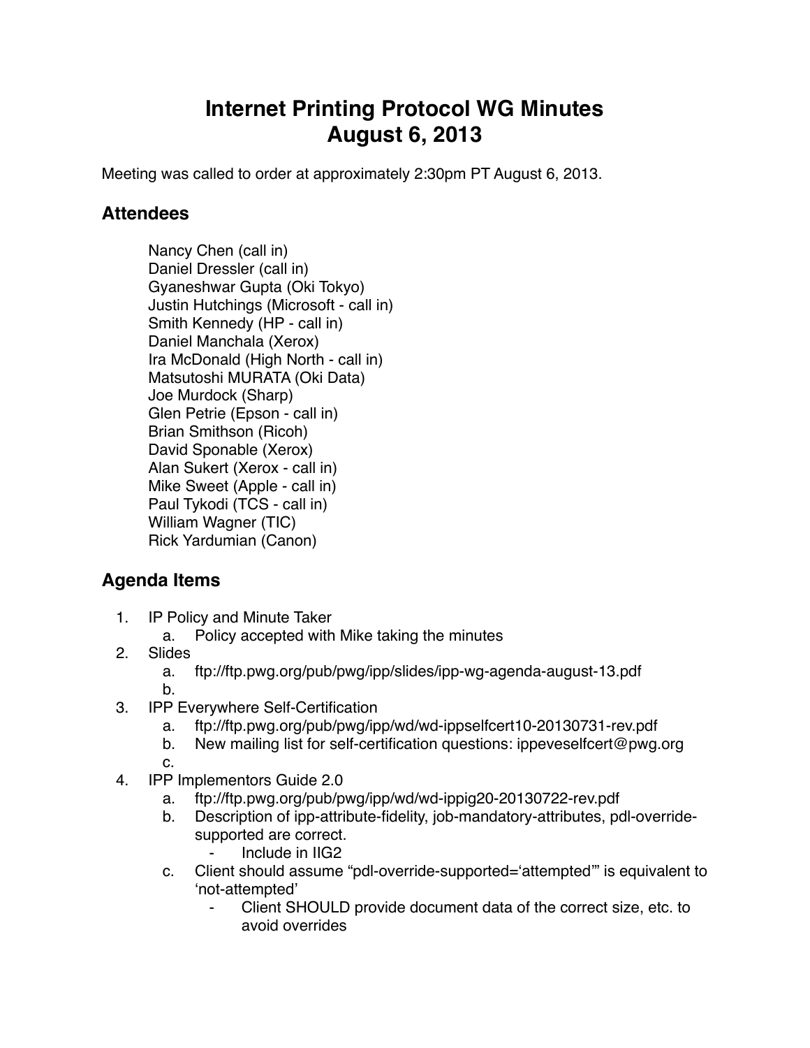# Internet Printing Protocol WG Minutes
# August 6, 2013

Meeting was called to order at approximately 2:30pm PT August 6, 2013.

## Attendees

Nancy Chen (call in)
Daniel Dressler (call in)
Gyaneshwar Gupta (Oki Tokyo)
Justin Hutchings (Microsoft - call in)
Smith Kennedy (HP - call in)
Daniel Manchala (Xerox)
Ira McDonald (High North - call in)
Matsutoshi MURATA (Oki Data)
Joe Murdock (Sharp)
Glen Petrie (Epson - call in)
Brian Smithson (Ricoh)
David Sponable (Xerox)
Alan Sukert (Xerox - call in)
Mike Sweet (Apple - call in)
Paul Tykodi (TCS - call in)
William Wagner (TIC)
Rick Yardumian (Canon)

## Agenda Items

1. IP Policy and Minute Taker
   a. Policy accepted with Mike taking the minutes
2. Slides
   a. ftp://ftp.pwg.org/pub/pwg/ipp/slides/ipp-wg-agenda-august-13.pdf
   b.
3. IPP Everywhere Self-Certification
   a. ftp://ftp.pwg.org/pub/pwg/ipp/wd/wd-ippselfcert10-20130731-rev.pdf
   b. New mailing list for self-certification questions: ippeveselfcert@pwg.org
   c.
4. IPP Implementors Guide 2.0
   a. ftp://ftp.pwg.org/pub/pwg/ipp/wd/wd-ippig20-20130722-rev.pdf
   b. Description of ipp-attribute-fidelity, job-mandatory-attributes, pdl-override-supported are correct.
      - Include in IIG2
   c. Client should assume "pdl-override-supported='attempted'" is equivalent to 'not-attempted'
      - Client SHOULD provide document data of the correct size, etc. to avoid overrides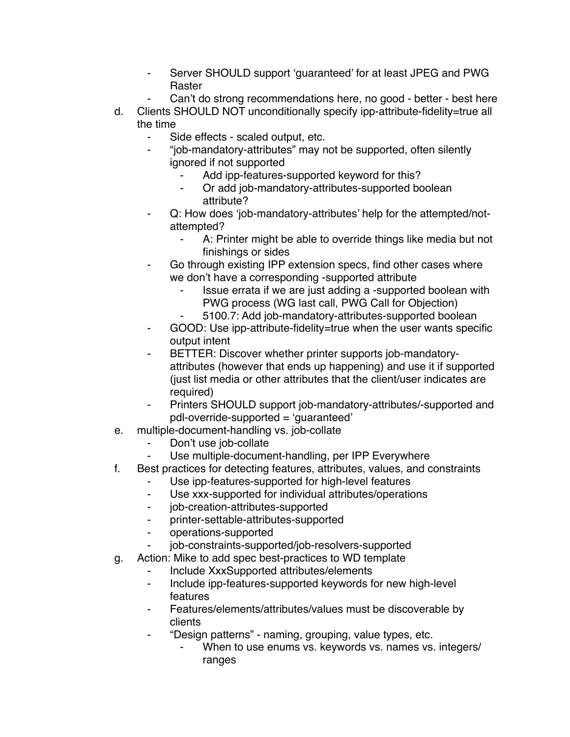- Server SHOULD support ‘guaranteed’ for at least JPEG and PWG Raster
    - Can’t do strong recommendations here, no good - better - best here

d. Clients SHOULD NOT unconditionally specify ipp-attribute-fidelity=true all the time
    - Side effects - scaled output, etc.
    - “job-mandatory-attributes” may not be supported, often silently ignored if not supported
        - Add ipp-features-supported keyword for this?
        - Or add job-mandatory-attributes-supported boolean attribute?
    - Q: How does ‘job-mandatory-attributes’ help for the attempted/not-attempted?
        - A: Printer might be able to override things like media but not finishings or sides
    - Go through existing IPP extension specs, find other cases where we don’t have a corresponding -supported attribute
        - Issue errata if we are just adding a -supported boolean with PWG process (WG last call, PWG Call for Objection)
        - 5100.7: Add job-mandatory-attributes-supported boolean
    - GOOD: Use ipp-attribute-fidelity=true when the user wants specific output intent
    - BETTER: Discover whether printer supports job-mandatory-attributes (however that ends up happening) and use it if supported (just list media or other attributes that the client/user indicates are required)
    - Printers SHOULD support job-mandatory-attributes/-supported and pdl-override-supported = ‘guaranteed’

e. multiple-document-handling vs. job-collate
    - Don’t use job-collate
    - Use multiple-document-handling, per IPP Everywhere

f. Best practices for detecting features, attributes, values, and constraints
    - Use ipp-features-supported for high-level features
    - Use xxx-supported for individual attributes/operations
    - job-creation-attributes-supported
    - printer-settable-attributes-supported
    - operations-supported
    - job-constraints-supported/job-resolvers-supported

g. Action: Mike to add spec best-practices to WD template
    - Include XxxSupported attributes/elements
    - Include ipp-features-supported keywords for new high-level features
    - Features/elements/attributes/values must be discoverable by clients
    - “Design patterns” - naming, grouping, value types, etc.
        - When to use enums vs. keywords vs. names vs. integers/ranges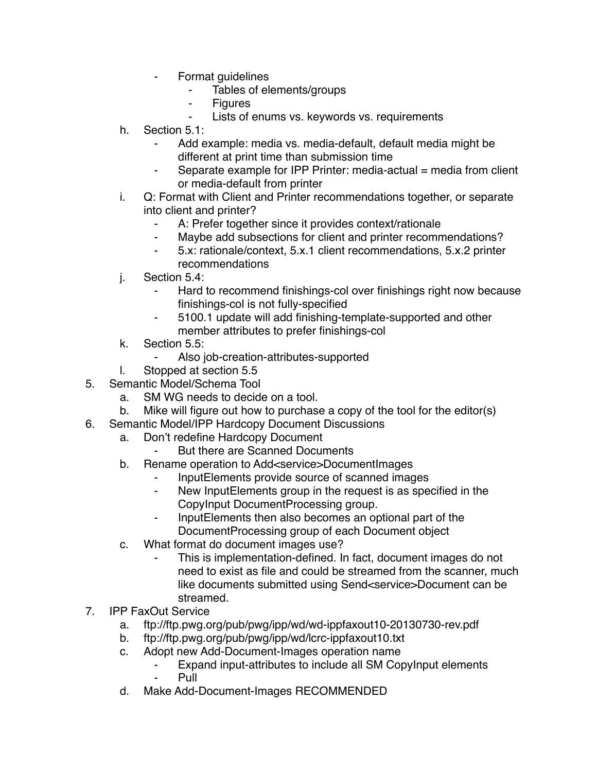- Format guidelines
  - Tables of elements/groups
  - Figures
  - Lists of enums vs. keywords vs. requirements

h. Section 5.1:
   - Add example: media vs. media-default, default media might be different at print time than submission time
   - Separate example for IPP Printer: media-actual = media from client or media-default from printer

i. Q: Format with Client and Printer recommendations together, or separate into client and printer?
   - A: Prefer together since it provides context/rationale
   - Maybe add subsections for client and printer recommendations?
   - 5.x: rationale/context, 5.x.1 client recommendations, 5.x.2 printer recommendations

j. Section 5.4:
   - Hard to recommend finishings-col over finishings right now because finishings-col is not fully-specified
   - 5100.1 update will add finishing-template-supported and other member attributes to prefer finishings-col

k. Section 5.5:
   - Also job-creation-attributes-supported

l. Stopped at section 5.5

5. Semantic Model/Schema Tool
   a. SM WG needs to decide on a tool.
   b. Mike will figure out how to purchase a copy of the tool for the editor(s)
6. Semantic Model/IPP Hardcopy Document Discussions
   a. Don't redefine Hardcopy Document
      - But there are Scanned Documents
   b. Rename operation to Add<service>DocumentImages
      - InputElements provide source of scanned images
      - New InputElements group in the request is as specified in the CopyInput DocumentProcessing group.
      - InputElements then also becomes an optional part of the DocumentProcessing group of each Document object
   c. What format do document images use?
      - This is implementation-defined. In fact, document images do not need to exist as file and could be streamed from the scanner, much like documents submitted using Send<service>Document can be streamed.
7. IPP FaxOut Service
   a. ftp://ftp.pwg.org/pub/pwg/ipp/wd/wd-ippfaxout10-20130730-rev.pdf
   b. ftp://ftp.pwg.org/pub/pwg/ipp/wd/lcrc-ippfaxout10.txt
   c. Adopt new Add-Document-Images operation name
      - Expand input-attributes to include all SM CopyInput elements
      - Pull
   d. Make Add-Document-Images RECOMMENDED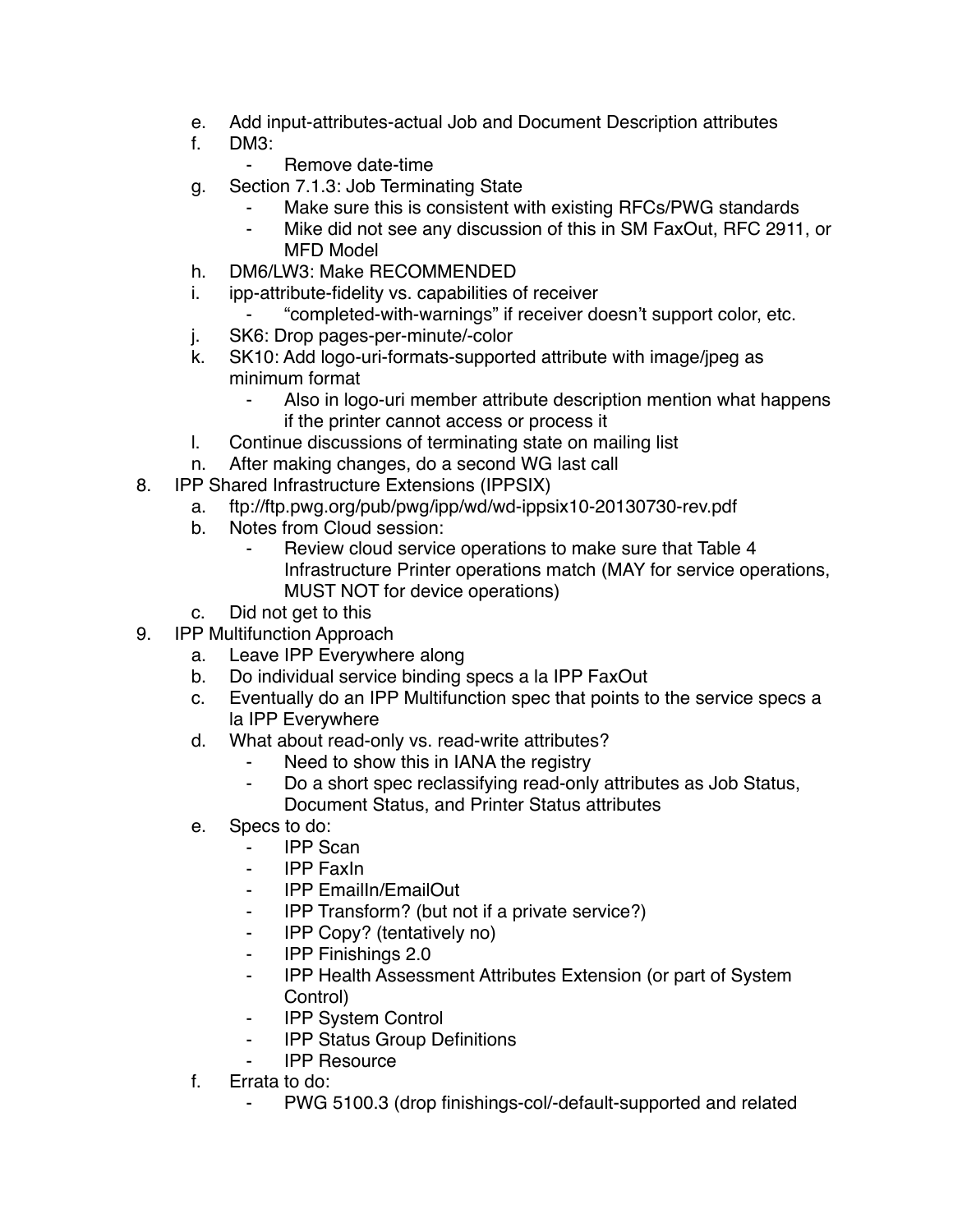e. Add input-attributes-actual Job and Document Description attributes
   f. DM3:
      - Remove date-time
   g. Section 7.1.3: Job Terminating State
      - Make sure this is consistent with existing RFCs/PWG standards
      - Mike did not see any discussion of this in SM FaxOut, RFC 2911, or MFD Model
   h. DM6/LW3: Make RECOMMENDED
   i. ipp-attribute-fidelity vs. capabilities of receiver
      - "completed-with-warnings" if receiver doesn't support color, etc.
   j. SK6: Drop pages-per-minute/-color
   k. SK10: Add logo-uri-formats-supported attribute with image/jpeg as minimum format
      - Also in logo-uri member attribute description mention what happens if the printer cannot access or process it
   l. Continue discussions of terminating state on mailing list
   n. After making changes, do a second WG last call
8. IPP Shared Infrastructure Extensions (IPPSIX)
   a. ftp://ftp.pwg.org/pub/pwg/ipp/wd/wd-ippsix10-20130730-rev.pdf
   b. Notes from Cloud session:
      - Review cloud service operations to make sure that Table 4 Infrastructure Printer operations match (MAY for service operations, MUST NOT for device operations)
   c. Did not get to this
9. IPP Multifunction Approach
   a. Leave IPP Everywhere along
   b. Do individual service binding specs a la IPP FaxOut
   c. Eventually do an IPP Multifunction spec that points to the service specs a la IPP Everywhere
   d. What about read-only vs. read-write attributes?
      - Need to show this in IANA the registry
      - Do a short spec reclassifying read-only attributes as Job Status, Document Status, and Printer Status attributes
   e. Specs to do:
      - IPP Scan
      - IPP FaxIn
      - IPP EmailIn/EmailOut
      - IPP Transform? (but not if a private service?)
      - IPP Copy? (tentatively no)
      - IPP Finishings 2.0
      - IPP Health Assessment Attributes Extension (or part of System Control)
      - IPP System Control
      - IPP Status Group Definitions
      - IPP Resource
   f. Errata to do:
      - PWG 5100.3 (drop finishings-col/-default-supported and related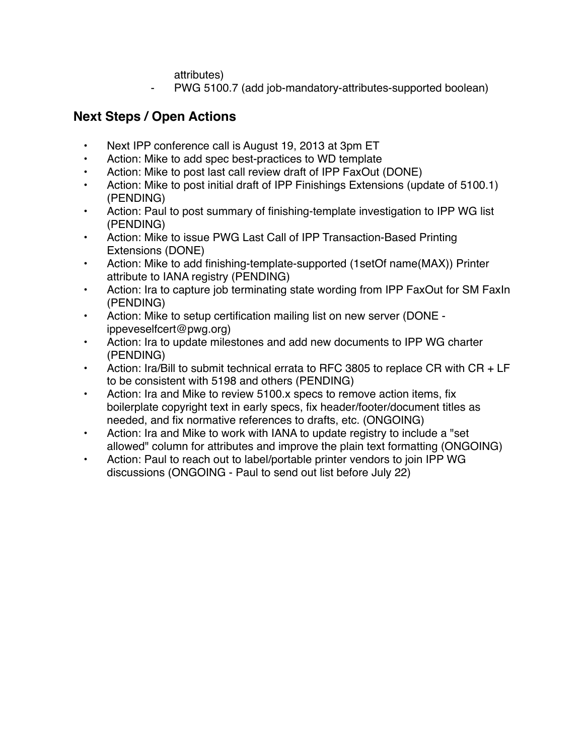attributes)

- PWG 5100.7 (add job-mandatory-attributes-supported boolean)

## Next Steps / Open Actions

- Next IPP conference call is August 19, 2013 at 3pm ET
- Action: Mike to add spec best-practices to WD template
- Action: Mike to post last call review draft of IPP FaxOut (DONE)
- Action: Mike to post initial draft of IPP Finishings Extensions (update of 5100.1) (PENDING)
- Action: Paul to post summary of finishing-template investigation to IPP WG list (PENDING)
- Action: Mike to issue PWG Last Call of IPP Transaction-Based Printing Extensions (DONE)
- Action: Mike to add finishing-template-supported (1setOf name(MAX)) Printer attribute to IANA registry (PENDING)
- Action: Ira to capture job terminating state wording from IPP FaxOut for SM FaxIn (PENDING)
- Action: Mike to setup certification mailing list on new server (DONE - ippeveselfcert@pwg.org)
- Action: Ira to update milestones and add new documents to IPP WG charter (PENDING)
- Action: Ira/Bill to submit technical errata to RFC 3805 to replace CR with CR + LF to be consistent with 5198 and others (PENDING)
- Action: Ira and Mike to review 5100.x specs to remove action items, fix boilerplate copyright text in early specs, fix header/footer/document titles as needed, and fix normative references to drafts, etc. (ONGOING)
- Action: Ira and Mike to work with IANA to update registry to include a "set allowed" column for attributes and improve the plain text formatting (ONGOING)
- Action: Paul to reach out to label/portable printer vendors to join IPP WG discussions (ONGOING - Paul to send out list before July 22)